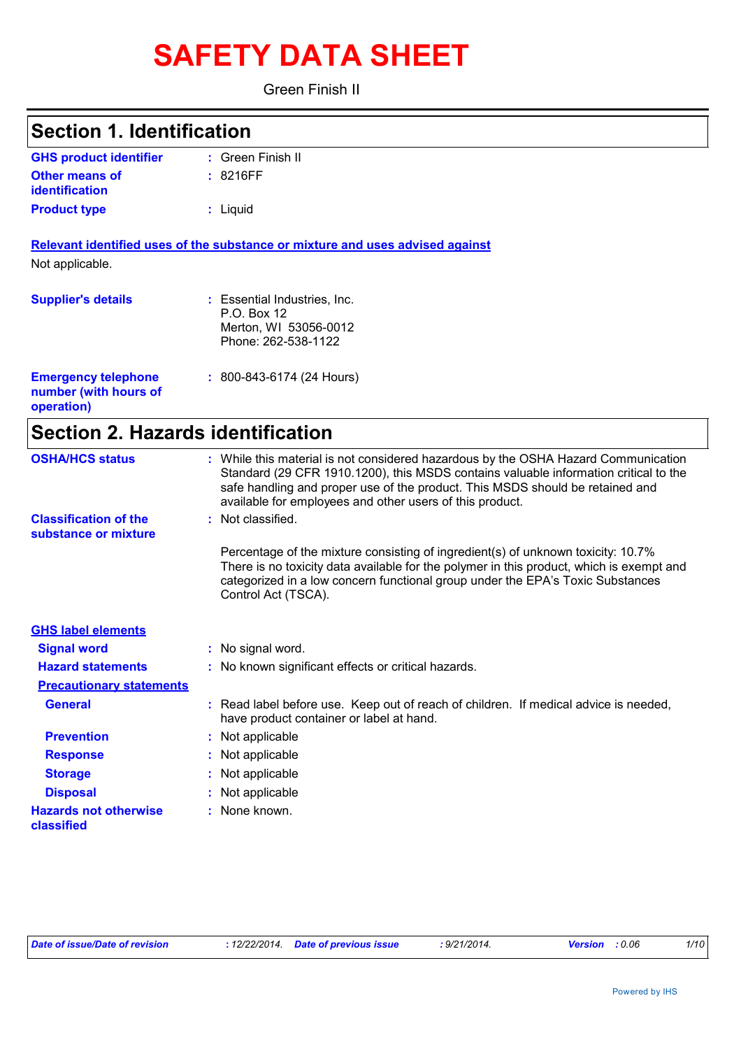# SAFETY DATA SHEET

Green Finish II

## Section 1. Identification

**GHS product identifier** : Green Finish II

**Other means of identification** : 8216FF

**Product type** : Liquid

**Relevant identified uses of the substance or mixture and uses advised against**

Not applicable.

**Supplier's details** : Essential Industries, Inc.
P.O. Box 12
Merton, WI 53056-0012
Phone: 262-538-1122

**Emergency telephone number (with hours of operation)** : 800-843-6174 (24 Hours)

## Section 2. Hazards identification

**OSHA/HCS status** : While this material is not considered hazardous by the OSHA Hazard Communication Standard (29 CFR 1910.1200), this MSDS contains valuable information critical to the safe handling and proper use of the product. This MSDS should be retained and available for employees and other users of this product.

**Classification of the substance or mixture** : Not classified.

Percentage of the mixture consisting of ingredient(s) of unknown toxicity: 10.7%
There is no toxicity data available for the polymer in this product, which is exempt and categorized in a low concern functional group under the EPA's Toxic Substances Control Act (TSCA).

**GHS label elements**

**Signal word** : No signal word.

**Hazard statements** : No known significant effects or critical hazards.

**Precautionary statements**

**General** : Read label before use. Keep out of reach of children. If medical advice is needed, have product container or label at hand.

**Prevention** : Not applicable

**Response** : Not applicable

**Storage** : Not applicable

**Disposal** : Not applicable

**Hazards not otherwise classified** : None known.

*Date of issue/Date of revision* : 12/22/2014. *Date of previous issue* : 9/21/2014. *Version* : 0.06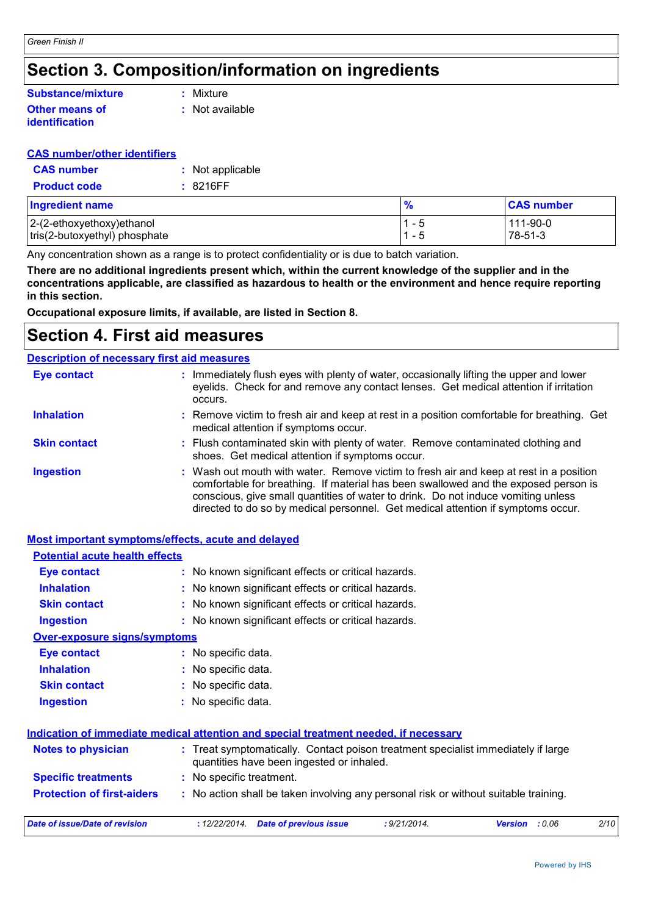# Section 3. Composition/information on ingredients

**Substance/mixture** : Mixture

**Other means of identification** : Not available

**CAS number/other identifiers**

**CAS number** : Not applicable

**Product code** : 8216FF

| Ingredient name | % | CAS number |
|---|---|---|
| 2-(2-ethoxyethoxy)ethanol | 1 - 5 | 111-90-0 |
| tris(2-butoxyethyl) phosphate | 1 - 5 | 78-51-3 |

Any concentration shown as a range is to protect confidentiality or is due to batch variation.

**There are no additional ingredients present which, within the current knowledge of the supplier and in the concentrations applicable, are classified as hazardous to health or the environment and hence require reporting in this section.**

**Occupational exposure limits, if available, are listed in Section 8.**

# Section 4. First aid measures

**Description of necessary first aid measures**

**Eye contact** : Immediately flush eyes with plenty of water, occasionally lifting the upper and lower eyelids. Check for and remove any contact lenses. Get medical attention if irritation occurs.

**Inhalation** : Remove victim to fresh air and keep at rest in a position comfortable for breathing. Get medical attention if symptoms occur.

**Skin contact** : Flush contaminated skin with plenty of water. Remove contaminated clothing and shoes. Get medical attention if symptoms occur.

**Ingestion** : Wash out mouth with water. Remove victim to fresh air and keep at rest in a position comfortable for breathing. If material has been swallowed and the exposed person is conscious, give small quantities of water to drink. Do not induce vomiting unless directed to do so by medical personnel. Get medical attention if symptoms occur.

**Most important symptoms/effects, acute and delayed**

**Potential acute health effects**

**Eye contact** : No known significant effects or critical hazards.

**Inhalation** : No known significant effects or critical hazards.

**Skin contact** : No known significant effects or critical hazards.

**Ingestion** : No known significant effects or critical hazards.

**Over-exposure signs/symptoms**

**Eye contact** : No specific data.

**Inhalation** : No specific data.

**Skin contact** : No specific data.

**Ingestion** : No specific data.

**Indication of immediate medical attention and special treatment needed, if necessary**

**Notes to physician** : Treat symptomatically. Contact poison treatment specialist immediately if large quantities have been ingested or inhaled.

**Specific treatments** : No specific treatment.

**Protection of first-aiders** : No action shall be taken involving any personal risk or without suitable training.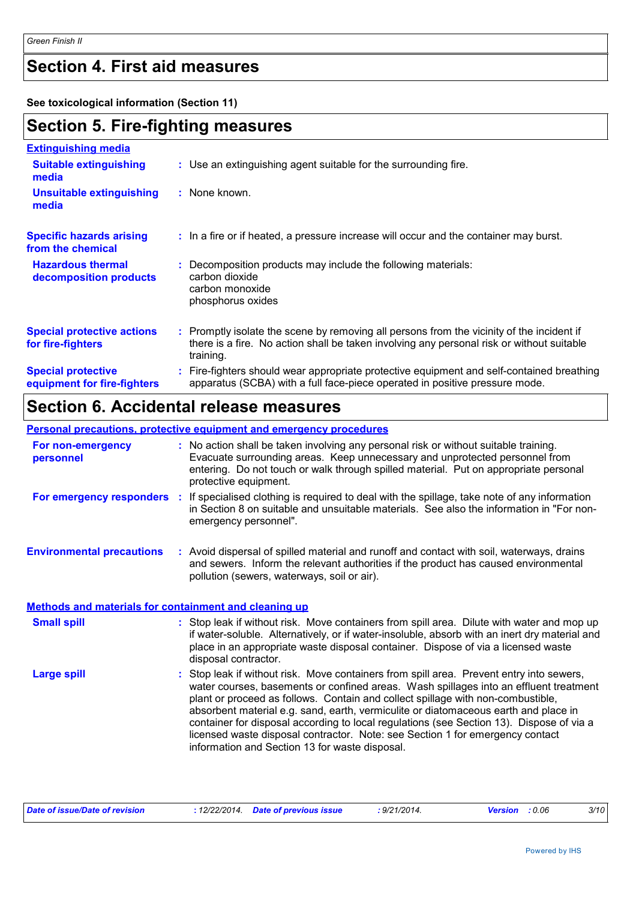## Section 4. First aid measures

**See toxicological information (Section 11)**

## Section 5. Fire-fighting measures

### Extinguishing media

**Suitable extinguishing media** : Use an extinguishing agent suitable for the surrounding fire.

**Unsuitable extinguishing media** : None known.

**Specific hazards arising from the chemical** : In a fire or if heated, a pressure increase will occur and the container may burst.

**Hazardous thermal decomposition products** : Decomposition products may include the following materials:
carbon dioxide
carbon monoxide
phosphorus oxides

**Special protective actions for fire-fighters** : Promptly isolate the scene by removing all persons from the vicinity of the incident if there is a fire. No action shall be taken involving any personal risk or without suitable training.

**Special protective equipment for fire-fighters** : Fire-fighters should wear appropriate protective equipment and self-contained breathing apparatus (SCBA) with a full face-piece operated in positive pressure mode.

## Section 6. Accidental release measures

### Personal precautions, protective equipment and emergency procedures

**For non-emergency personnel** : No action shall be taken involving any personal risk or without suitable training. Evacuate surrounding areas. Keep unnecessary and unprotected personnel from entering. Do not touch or walk through spilled material. Put on appropriate personal protective equipment.

**For emergency responders** : If specialised clothing is required to deal with the spillage, take note of any information in Section 8 on suitable and unsuitable materials. See also the information in "For non-emergency personnel".

**Environmental precautions** : Avoid dispersal of spilled material and runoff and contact with soil, waterways, drains and sewers. Inform the relevant authorities if the product has caused environmental pollution (sewers, waterways, soil or air).

### Methods and materials for containment and cleaning up

**Small spill** : Stop leak if without risk. Move containers from spill area. Dilute with water and mop up if water-soluble. Alternatively, or if water-insoluble, absorb with an inert dry material and place in an appropriate waste disposal container. Dispose of via a licensed waste disposal contractor.

**Large spill** : Stop leak if without risk. Move containers from spill area. Prevent entry into sewers, water courses, basements or confined areas. Wash spillages into an effluent treatment plant or proceed as follows. Contain and collect spillage with non-combustible, absorbent material e.g. sand, earth, vermiculite or diatomaceous earth and place in container for disposal according to local regulations (see Section 13). Dispose of via a licensed waste disposal contractor. Note: see Section 1 for emergency contact information and Section 13 for waste disposal.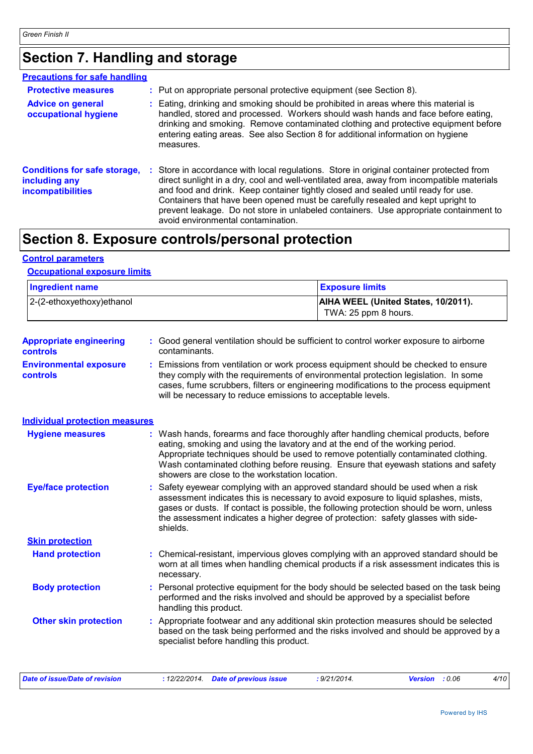# Section 7. Handling and storage

## Precautions for safe handling

**Protective measures** : Put on appropriate personal protective equipment (see Section 8).

**Advice on general occupational hygiene** : Eating, drinking and smoking should be prohibited in areas where this material is handled, stored and processed. Workers should wash hands and face before eating, drinking and smoking. Remove contaminated clothing and protective equipment before entering eating areas. See also Section 8 for additional information on hygiene measures.

**Conditions for safe storage, including any incompatibilities** : Store in accordance with local regulations. Store in original container protected from direct sunlight in a dry, cool and well-ventilated area, away from incompatible materials and food and drink. Keep container tightly closed and sealed until ready for use. Containers that have been opened must be carefully resealed and kept upright to prevent leakage. Do not store in unlabeled containers. Use appropriate containment to avoid environmental contamination.

# Section 8. Exposure controls/personal protection

## Control parameters

### Occupational exposure limits

| Ingredient name | Exposure limits |
|---|---|
| 2-(2-ethoxyethoxy)ethanol | **AIHA WEEL (United States, 10/2011).** TWA: 25 ppm 8 hours. |

**Appropriate engineering controls** : Good general ventilation should be sufficient to control worker exposure to airborne contaminants.

**Environmental exposure controls** : Emissions from ventilation or work process equipment should be checked to ensure they comply with the requirements of environmental protection legislation. In some cases, fume scrubbers, filters or engineering modifications to the process equipment will be necessary to reduce emissions to acceptable levels.

## Individual protection measures

**Hygiene measures** : Wash hands, forearms and face thoroughly after handling chemical products, before eating, smoking and using the lavatory and at the end of the working period. Appropriate techniques should be used to remove potentially contaminated clothing. Wash contaminated clothing before reusing. Ensure that eyewash stations and safety showers are close to the workstation location.

**Eye/face protection** : Safety eyewear complying with an approved standard should be used when a risk assessment indicates this is necessary to avoid exposure to liquid splashes, mists, gases or dusts. If contact is possible, the following protection should be worn, unless the assessment indicates a higher degree of protection: safety glasses with side-shields.

### Skin protection

**Hand protection** : Chemical-resistant, impervious gloves complying with an approved standard should be worn at all times when handling chemical products if a risk assessment indicates this is necessary.

**Body protection** : Personal protective equipment for the body should be selected based on the task being performed and the risks involved and should be approved by a specialist before handling this product.

**Other skin protection** : Appropriate footwear and any additional skin protection measures should be selected based on the task being performed and the risks involved and should be approved by a specialist before handling this product.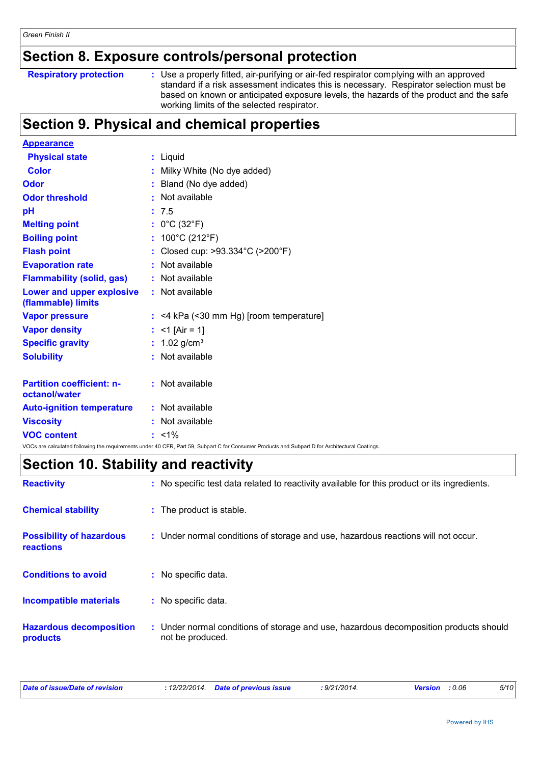## Section 8. Exposure controls/personal protection

| | |
|---|---|
| **Respiratory protection** | : Use a properly fitted, air-purifying or air-fed respirator complying with an approved standard if a risk assessment indicates this is necessary. Respirator selection must be based on known or anticipated exposure levels, the hazards of the product and the safe working limits of the selected respirator. |

## Section 9. Physical and chemical properties

**Appearance**

| | |
|---|---|
| **Physical state** | : Liquid |
| **Color** | : Milky White (No dye added) |
| **Odor** | : Bland (No dye added) |
| **Odor threshold** | : Not available |
| **pH** | : 7.5 |
| **Melting point** | : 0°C (32°F) |
| **Boiling point** | : 100°C (212°F) |
| **Flash point** | : Closed cup: >93.334°C (>200°F) |
| **Evaporation rate** | : Not available |
| **Flammability (solid, gas)** | : Not available |
| **Lower and upper explosive (flammable) limits** | : Not available |
| **Vapor pressure** | : <4 kPa (<30 mm Hg) [room temperature] |
| **Vapor density** | : <1 [Air = 1] |
| **Specific gravity** | : 1.02 g/cm³ |
| **Solubility** | : Not available |
| **Partition coefficient: n-octanol/water** | : Not available |
| **Auto-ignition temperature** | : Not available |
| **Viscosity** | : Not available |
| **VOC content** | : <1% |

VOCs are calculated following the requirements under 40 CFR, Part 59, Subpart C for Consumer Products and Subpart D for Architectural Coatings.

## Section 10. Stability and reactivity

| | |
|---|---|
| **Reactivity** | : No specific test data related to reactivity available for this product or its ingredients. |
| **Chemical stability** | : The product is stable. |
| **Possibility of hazardous reactions** | : Under normal conditions of storage and use, hazardous reactions will not occur. |
| **Conditions to avoid** | : No specific data. |
| **Incompatible materials** | : No specific data. |
| **Hazardous decomposition products** | : Under normal conditions of storage and use, hazardous decomposition products should not be produced. |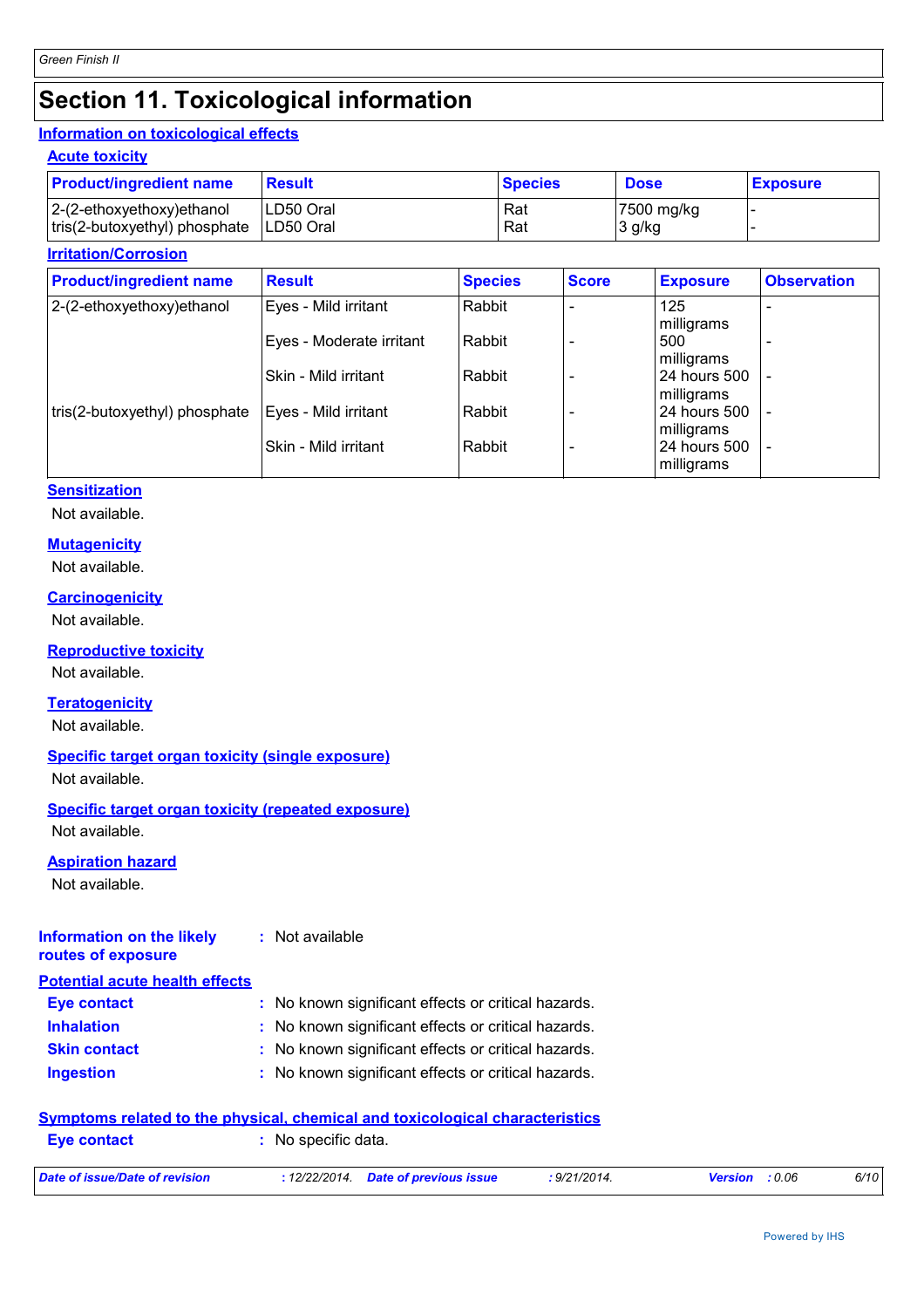# Section 11. Toxicological information

## Information on toxicological effects

### Acute toxicity

| Product/ingredient name | Result | Species | Dose | Exposure |
|---|---|---|---|---|
| 2-(2-ethoxyethoxy)ethanol | LD50 Oral | Rat | 7500 mg/kg | - |
| tris(2-butoxyethyl) phosphate | LD50 Oral | Rat | 3 g/kg | - |

### Irritation/Corrosion

| Product/ingredient name | Result | Species | Score | Exposure | Observation |
|---|---|---|---|---|---|
| 2-(2-ethoxyethoxy)ethanol | Eyes - Mild irritant | Rabbit | - | 125 milligrams | - |
| | Eyes - Moderate irritant | Rabbit | - | 500 milligrams | - |
| | Skin - Mild irritant | Rabbit | - | 24 hours 500 milligrams | - |
| tris(2-butoxyethyl) phosphate | Eyes - Mild irritant | Rabbit | - | 24 hours 500 milligrams | - |
| | Skin - Mild irritant | Rabbit | - | 24 hours 500 milligrams | - |

### Sensitization

Not available.

### Mutagenicity

Not available.

### Carcinogenicity

Not available.

### Reproductive toxicity

Not available.

### Teratogenicity

Not available.

### Specific target organ toxicity (single exposure)

Not available.

### Specific target organ toxicity (repeated exposure)

Not available.

### Aspiration hazard

Not available.

**Information on the likely routes of exposure** : Not available

## Potential acute health effects

**Eye contact** : No known significant effects or critical hazards.

**Inhalation** : No known significant effects or critical hazards.

**Skin contact** : No known significant effects or critical hazards.

**Ingestion** : No known significant effects or critical hazards.

## Symptoms related to the physical, chemical and toxicological characteristics

**Eye contact** : No specific data.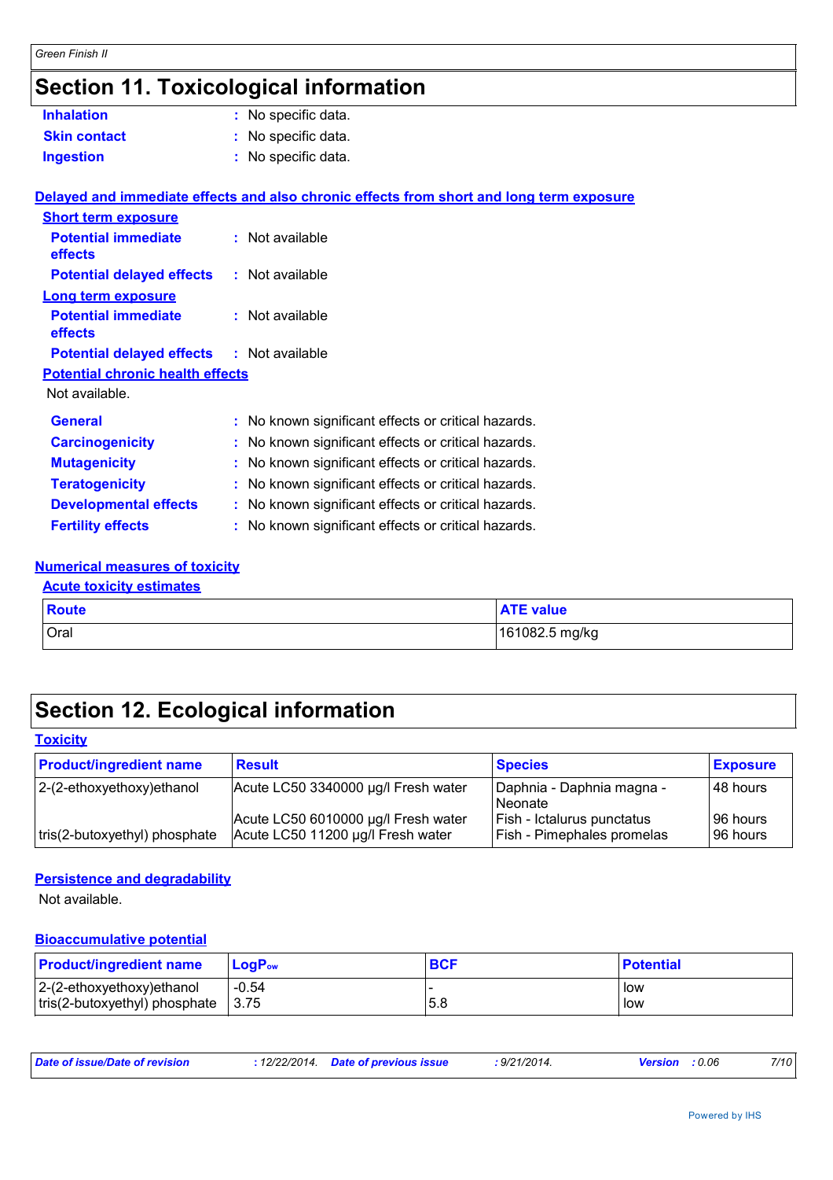# Section 11. Toxicological information

**Inhalation** : No specific data.

**Skin contact** : No specific data.

**Ingestion** : No specific data.

**Delayed and immediate effects and also chronic effects from short and long term exposure**

**Short term exposure**

**Potential immediate effects** : Not available

**Potential delayed effects** : Not available

**Long term exposure**

**Potential immediate effects** : Not available

**Potential delayed effects** : Not available

**Potential chronic health effects**

Not available.

**General** : No known significant effects or critical hazards.

**Carcinogenicity** : No known significant effects or critical hazards.

**Mutagenicity** : No known significant effects or critical hazards.

**Teratogenicity** : No known significant effects or critical hazards.

**Developmental effects** : No known significant effects or critical hazards.

**Fertility effects** : No known significant effects or critical hazards.

**Numerical measures of toxicity**

**Acute toxicity estimates**

| Route | ATE value |
|---|---|
| Oral | 161082.5 mg/kg |

# Section 12. Ecological information

**Toxicity**

| Product/ingredient name | Result | Species | Exposure |
|---|---|---|---|
| 2-(2-ethoxyethoxy)ethanol | Acute LC50 3340000 µg/l Fresh water | Daphnia - Daphnia magna - Neonate | 48 hours |
| | Acute LC50 6010000 µg/l Fresh water | Fish - Ictalurus punctatus | 96 hours |
| tris(2-butoxyethyl) phosphate | Acute LC50 11200 µg/l Fresh water | Fish - Pimephales promelas | 96 hours |

**Persistence and degradability**

Not available.

**Bioaccumulative potential**

| Product/ingredient name | $LogP_{ow}$ | BCF | Potential |
|---|---|---|---|
| 2-(2-ethoxyethoxy)ethanol | -0.54 | - | low |
| tris(2-butoxyethyl) phosphate | 3.75 | 5.8 | low |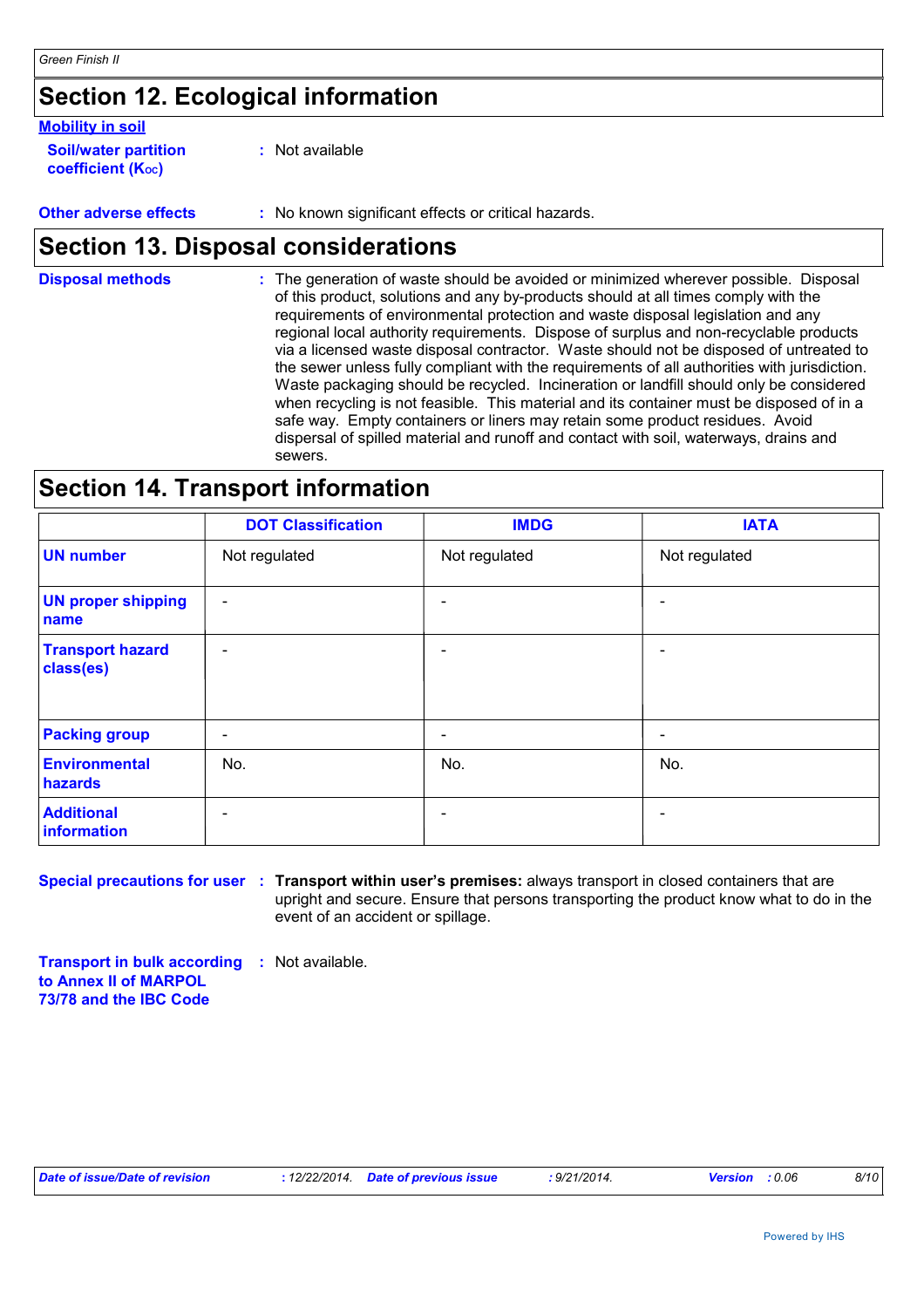## Section 12. Ecological information

**Mobility in soil**

**Soil/water partition coefficient ($K_{OC}$)** : Not available

**Other adverse effects** : No known significant effects or critical hazards.

## Section 13. Disposal considerations

**Disposal methods** : The generation of waste should be avoided or minimized wherever possible. Disposal of this product, solutions and any by-products should at all times comply with the requirements of environmental protection and waste disposal legislation and any regional local authority requirements. Dispose of surplus and non-recyclable products via a licensed waste disposal contractor. Waste should not be disposed of untreated to the sewer unless fully compliant with the requirements of all authorities with jurisdiction. Waste packaging should be recycled. Incineration or landfill should only be considered when recycling is not feasible. This material and its container must be disposed of in a safe way. Empty containers or liners may retain some product residues. Avoid dispersal of spilled material and runoff and contact with soil, waterways, drains and sewers.

## Section 14. Transport information

| | DOT Classification | IMDG | IATA |
|---|---|---|---|
| **UN number** | Not regulated | Not regulated | Not regulated |
| **UN proper shipping name** | - | - | - |
| **Transport hazard class(es)** | - | - | - |
| **Packing group** | - | - | - |
| **Environmental hazards** | No. | No. | No. |
| **Additional information** | - | - | - |

**Special precautions for user** : **Transport within user's premises:** always transport in closed containers that are upright and secure. Ensure that persons transporting the product know what to do in the event of an accident or spillage.

**Transport in bulk according to Annex II of MARPOL 73/78 and the IBC Code** : Not available.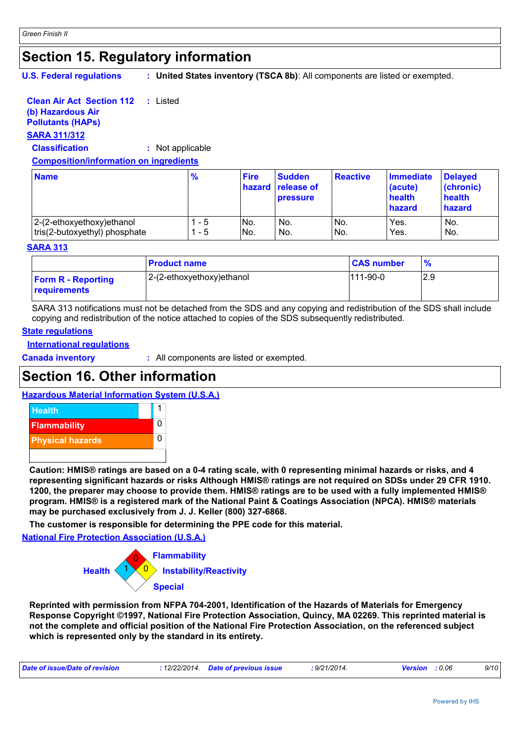## Section 15. Regulatory information

**U.S. Federal regulations** : **United States inventory (TSCA 8b)**: All components are listed or exempted.

**Clean Air Act Section 112 (b) Hazardous Air Pollutants (HAPs)** : Listed

**SARA 311/312**

**Classification** : Not applicable

**Composition/information on ingredients**

| Name | % | Fire hazard | Sudden release of pressure | Reactive | Immediate (acute) health hazard | Delayed (chronic) health hazard |
|---|---|---|---|---|---|---|
| 2-(2-ethoxyethoxy)ethanol | 1 - 5 | No. | No. | No. | Yes. | No. |
| tris(2-butoxyethyl) phosphate | 1 - 5 | No. | No. | No. | Yes. | No. |

**SARA 313**

| | Product name | CAS number | % |
|---|---|---|---|
| **Form R - Reporting requirements** | 2-(2-ethoxyethoxy)ethanol | 111-90-0 | 2.9 |

SARA 313 notifications must not be detached from the SDS and any copying and redistribution of the SDS shall include copying and redistribution of the notice attached to copies of the SDS subsequently redistributed.

**State regulations**

**International regulations**

**Canada inventory** : All components are listed or exempted.

## Section 16. Other information

**Hazardous Material Information System (U.S.A.)**

| | |
|---|---|
| Health | 1 |
| Flammability | 0 |
| Physical hazards | 0 |
| | |

**Caution: HMIS® ratings are based on a 0-4 rating scale, with 0 representing minimal hazards or risks, and 4 representing significant hazards or risks Although HMIS® ratings are not required on SDSs under 29 CFR 1910. 1200, the preparer may choose to provide them. HMIS® ratings are to be used with a fully implemented HMIS® program. HMIS® is a registered mark of the National Paint & Coatings Association (NPCA). HMIS® materials may be purchased exclusively from J. J. Keller (800) 327-6868.**

**The customer is responsible for determining the PPE code for this material.**

**National Fire Protection Association (U.S.A.)**

Health: 1
Flammability: 0
Instability/Reactivity: 0
Special:

**Reprinted with permission from NFPA 704-2001, Identification of the Hazards of Materials for Emergency Response Copyright ©1997, National Fire Protection Association, Quincy, MA 02269. This reprinted material is not the complete and official position of the National Fire Protection Association, on the referenced subject which is represented only by the standard in its entirety.**

*Date of issue/Date of revision* : 12/22/2014. *Date of previous issue* : 9/21/2014. *Version* : 0.06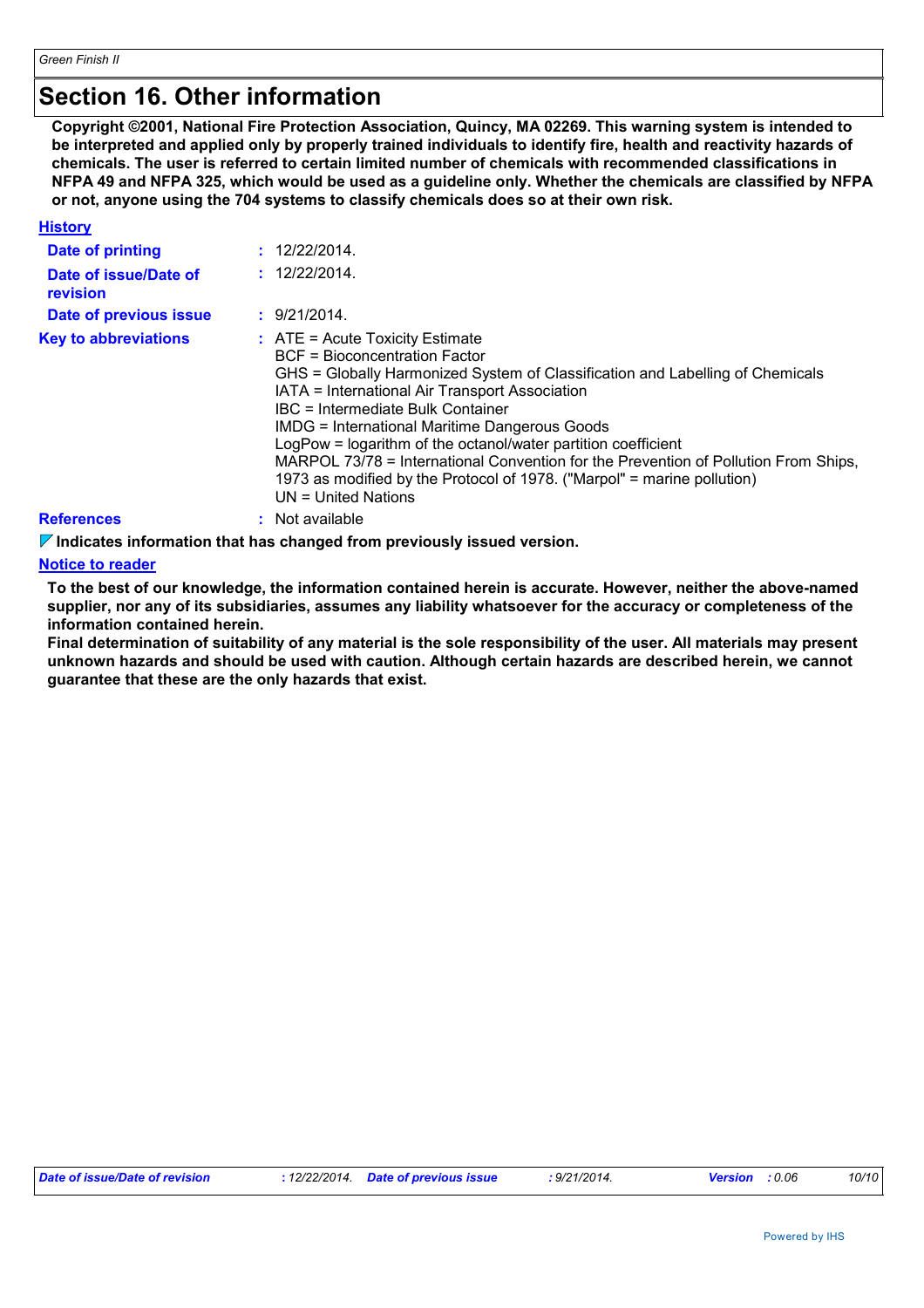# Section 16. Other information

**Copyright ©2001, National Fire Protection Association, Quincy, MA 02269. This warning system is intended to be interpreted and applied only by properly trained individuals to identify fire, health and reactivity hazards of chemicals. The user is referred to certain limited number of chemicals with recommended classifications in NFPA 49 and NFPA 325, which would be used as a guideline only. Whether the chemicals are classified by NFPA or not, anyone using the 704 systems to classify chemicals does so at their own risk.**

## History

**Date of printing** : 12/22/2014.

**Date of issue/Date of revision** : 12/22/2014.

**Date of previous issue** : 9/21/2014.

**Key to abbreviations** :
ATE = Acute Toxicity Estimate
BCF = Bioconcentration Factor
GHS = Globally Harmonized System of Classification and Labelling of Chemicals
IATA = International Air Transport Association
IBC = Intermediate Bulk Container
IMDG = International Maritime Dangerous Goods
LogPow = logarithm of the octanol/water partition coefficient
MARPOL 73/78 = International Convention for the Prevention of Pollution From Ships, 1973 as modified by the Protocol of 1978. ("Marpol" = marine pollution)
UN = United Nations

**References** : Not available

**Indicates information that has changed from previously issued version.**

## Notice to reader

**To the best of our knowledge, the information contained herein is accurate. However, neither the above-named supplier, nor any of its subsidiaries, assumes any liability whatsoever for the accuracy or completeness of the information contained herein.**

**Final determination of suitability of any material is the sole responsibility of the user. All materials may present unknown hazards and should be used with caution. Although certain hazards are described herein, we cannot guarantee that these are the only hazards that exist.**